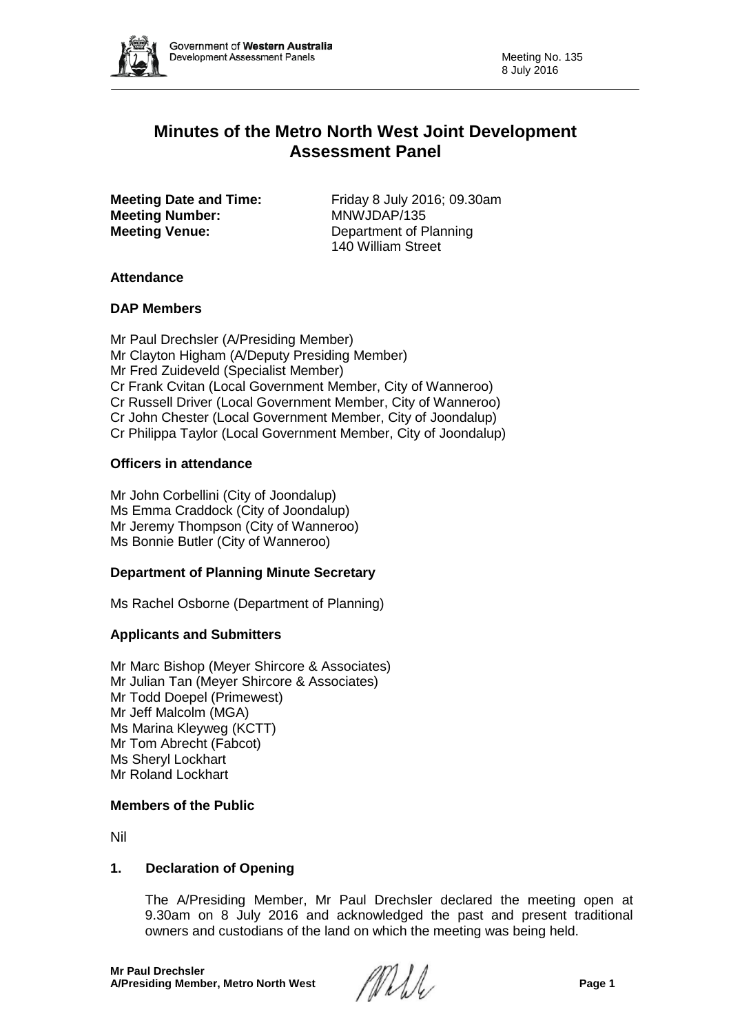# Minutes of the Metro North West Joint Development Assessment Panel

**Meeting Date and Time:** Friday 8 July 2016; 09.30am
**Meeting Number:** MNWJDAP/135
**Meeting Venue:** Department of Planning
140 William Street

### Attendance

### DAP Members

Mr Paul Drechsler (A/Presiding Member)
Mr Clayton Higham (A/Deputy Presiding Member)
Mr Fred Zuideveld (Specialist Member)
Cr Frank Cvitan (Local Government Member, City of Wanneroo)
Cr Russell Driver (Local Government Member, City of Wanneroo)
Cr John Chester (Local Government Member, City of Joondalup)
Cr Philippa Taylor (Local Government Member, City of Joondalup)

### Officers in attendance

Mr John Corbellini (City of Joondalup)
Ms Emma Craddock (City of Joondalup)
Mr Jeremy Thompson (City of Wanneroo)
Ms Bonnie Butler (City of Wanneroo)

### Department of Planning Minute Secretary

Ms Rachel Osborne (Department of Planning)

### Applicants and Submitters

Mr Marc Bishop (Meyer Shircore & Associates)
Mr Julian Tan (Meyer Shircore & Associates)
Mr Todd Doepel (Primewest)
Mr Jeff Malcolm (MGA)
Ms Marina Kleyweg (KCTT)
Mr Tom Abrecht (Fabcot)
Ms Sheryl Lockhart
Mr Roland Lockhart

### Members of the Public

Nil

### 1. Declaration of Opening

The A/Presiding Member, Mr Paul Drechsler declared the meeting open at 9.30am on 8 July 2016 and acknowledged the past and present traditional owners and custodians of the land on which the meeting was being held.

**Mr Paul Drechsler**
**A/Presiding Member, Metro North West**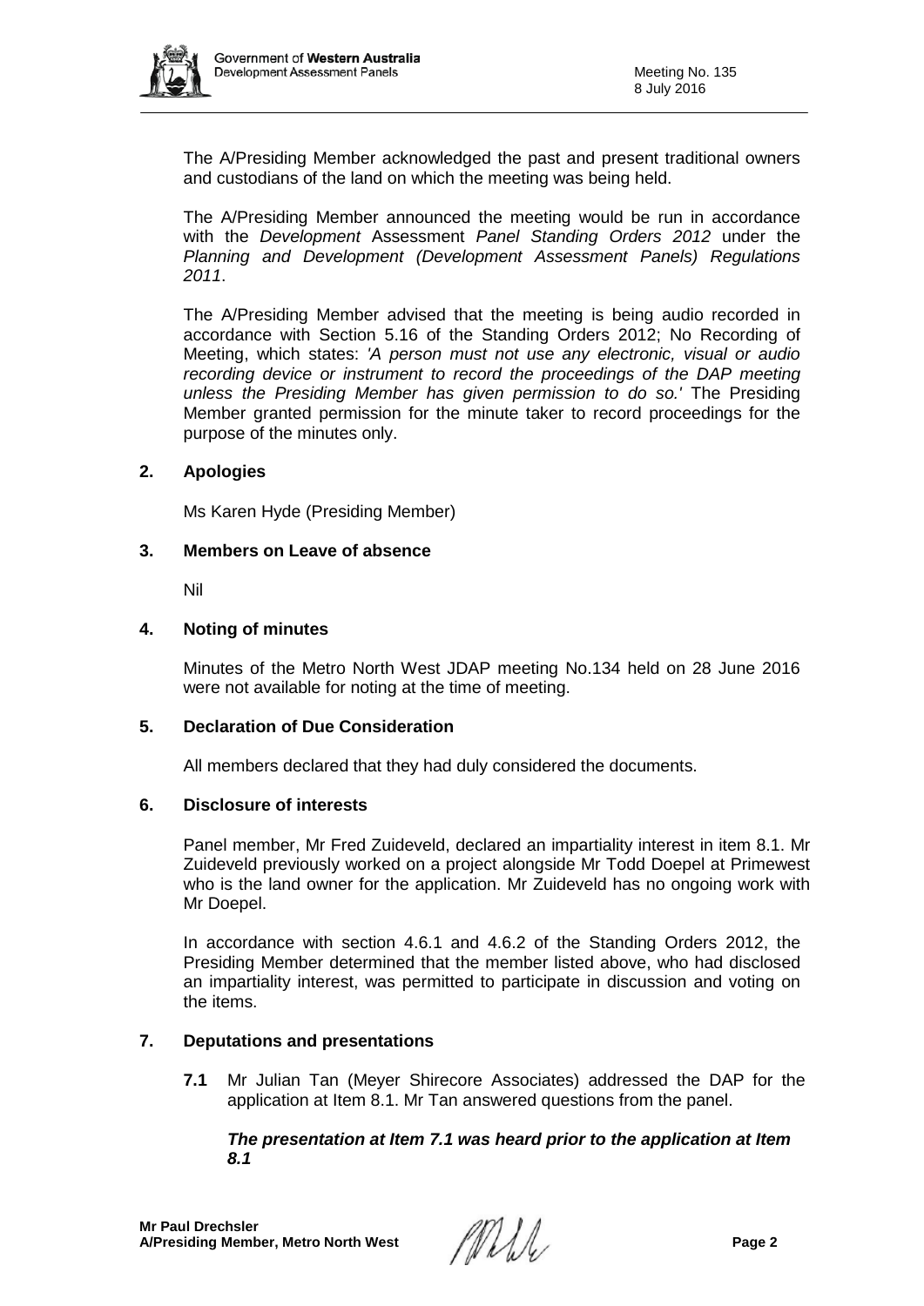The A/Presiding Member acknowledged the past and present traditional owners and custodians of the land on which the meeting was being held.

The A/Presiding Member announced the meeting would be run in accordance with the *Development* Assessment *Panel Standing Orders 2012* under the *Planning and Development (Development Assessment Panels) Regulations 2011*.

The A/Presiding Member advised that the meeting is being audio recorded in accordance with Section 5.16 of the Standing Orders 2012; No Recording of Meeting, which states: *'A person must not use any electronic, visual or audio recording device or instrument to record the proceedings of the DAP meeting unless the Presiding Member has given permission to do so.'* The Presiding Member granted permission for the minute taker to record proceedings for the purpose of the minutes only.

## 2. Apologies

Ms Karen Hyde (Presiding Member)

## 3. Members on Leave of absence

Nil

## 4. Noting of minutes

Minutes of the Metro North West JDAP meeting No.134 held on 28 June 2016 were not available for noting at the time of meeting.

## 5. Declaration of Due Consideration

All members declared that they had duly considered the documents.

## 6. Disclosure of interests

Panel member, Mr Fred Zuideveld, declared an impartiality interest in item 8.1. Mr Zuideveld previously worked on a project alongside Mr Todd Doepel at Primewest who is the land owner for the application. Mr Zuideveld has no ongoing work with Mr Doepel.

In accordance with section 4.6.1 and 4.6.2 of the Standing Orders 2012, the Presiding Member determined that the member listed above, who had disclosed an impartiality interest, was permitted to participate in discussion and voting on the items.

## 7. Deputations and presentations

**7.1** Mr Julian Tan (Meyer Shirecore Associates) addressed the DAP for the application at Item 8.1. Mr Tan answered questions from the panel.

***The presentation at Item 7.1 was heard prior to the application at Item 8.1***

**Mr Paul Drechsler**
**A/Presiding Member, Metro North West**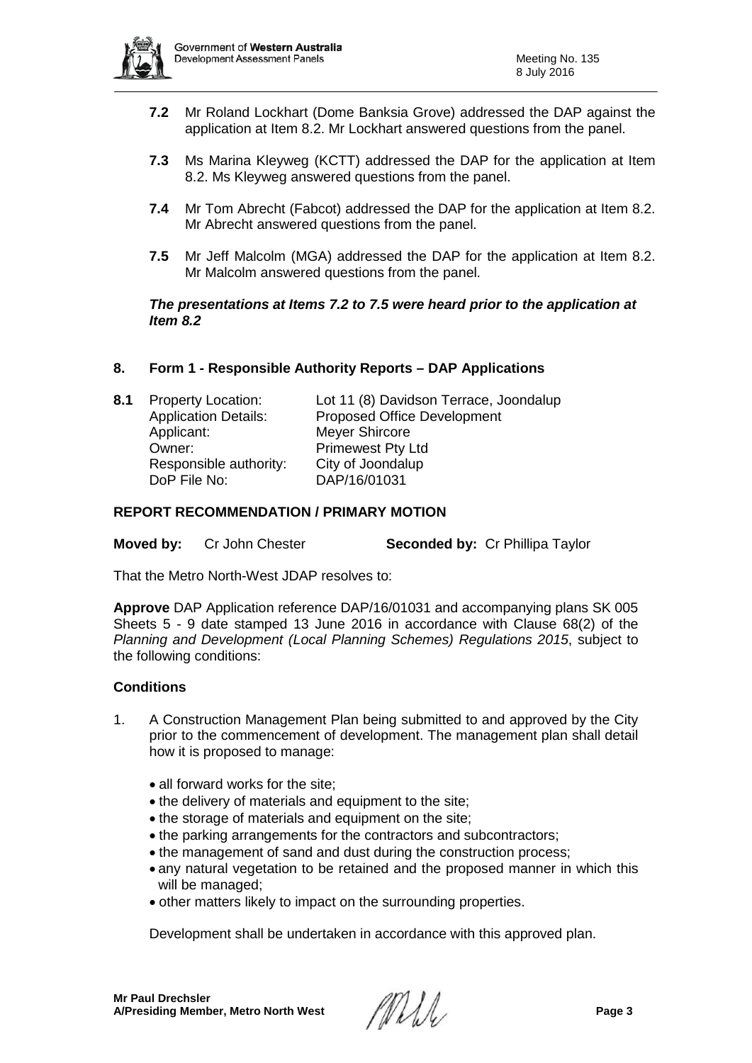**7.2** Mr Roland Lockhart (Dome Banksia Grove) addressed the DAP against the application at Item 8.2. Mr Lockhart answered questions from the panel.

**7.3** Ms Marina Kleyweg (KCTT) addressed the DAP for the application at Item 8.2. Ms Kleyweg answered questions from the panel.

**7.4** Mr Tom Abrecht (Fabcot) addressed the DAP for the application at Item 8.2. Mr Abrecht answered questions from the panel.

**7.5** Mr Jeff Malcolm (MGA) addressed the DAP for the application at Item 8.2. Mr Malcolm answered questions from the panel.

***The presentations at Items 7.2 to 7.5 were heard prior to the application at Item 8.2***

## 8. Form 1 - Responsible Authority Reports – DAP Applications

**8.1** Property Location: Lot 11 (8) Davidson Terrace, Joondalup
Application Details: Proposed Office Development
Applicant: Meyer Shircore
Owner: Primewest Pty Ltd
Responsible authority: City of Joondalup
DoP File No: DAP/16/01031

### REPORT RECOMMENDATION / PRIMARY MOTION

**Moved by:** Cr John Chester **Seconded by:** Cr Phillipa Taylor

That the Metro North-West JDAP resolves to:

**Approve** DAP Application reference DAP/16/01031 and accompanying plans SK 005 Sheets 5 - 9 date stamped 13 June 2016 in accordance with Clause 68(2) of the *Planning and Development (Local Planning Schemes) Regulations 2015*, subject to the following conditions:

### Conditions

1. A Construction Management Plan being submitted to and approved by the City prior to the commencement of development. The management plan shall detail how it is proposed to manage:

   - all forward works for the site;
   - the delivery of materials and equipment to the site;
   - the storage of materials and equipment on the site;
   - the parking arrangements for the contractors and subcontractors;
   - the management of sand and dust during the construction process;
   - any natural vegetation to be retained and the proposed manner in which this will be managed;
   - other matters likely to impact on the surrounding properties.

   Development shall be undertaken in accordance with this approved plan.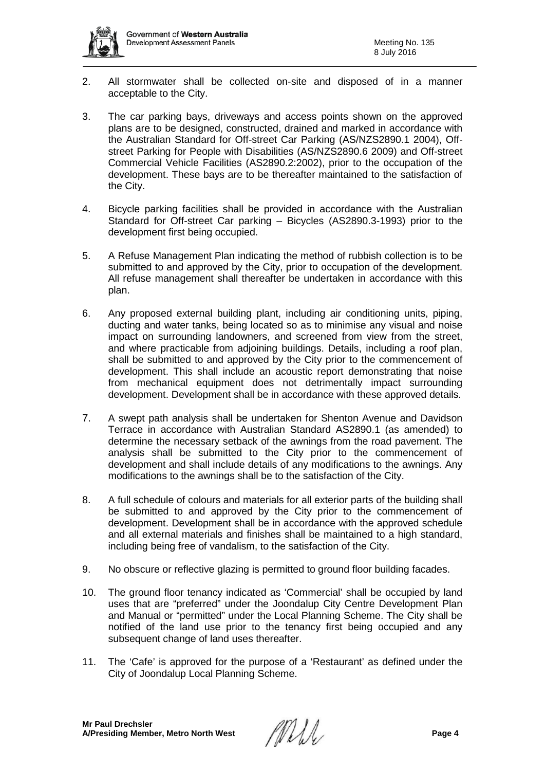2. All stormwater shall be collected on-site and disposed of in a manner acceptable to the City.

3. The car parking bays, driveways and access points shown on the approved plans are to be designed, constructed, drained and marked in accordance with the Australian Standard for Off-street Car Parking (AS/NZS2890.1 2004), Off-street Parking for People with Disabilities (AS/NZS2890.6 2009) and Off-street Commercial Vehicle Facilities (AS2890.2:2002), prior to the occupation of the development. These bays are to be thereafter maintained to the satisfaction of the City.

4. Bicycle parking facilities shall be provided in accordance with the Australian Standard for Off-street Car parking – Bicycles (AS2890.3-1993) prior to the development first being occupied.

5. A Refuse Management Plan indicating the method of rubbish collection is to be submitted to and approved by the City, prior to occupation of the development. All refuse management shall thereafter be undertaken in accordance with this plan.

6. Any proposed external building plant, including air conditioning units, piping, ducting and water tanks, being located so as to minimise any visual and noise impact on surrounding landowners, and screened from view from the street, and where practicable from adjoining buildings. Details, including a roof plan, shall be submitted to and approved by the City prior to the commencement of development. This shall include an acoustic report demonstrating that noise from mechanical equipment does not detrimentally impact surrounding development. Development shall be in accordance with these approved details.

7. A swept path analysis shall be undertaken for Shenton Avenue and Davidson Terrace in accordance with Australian Standard AS2890.1 (as amended) to determine the necessary setback of the awnings from the road pavement. The analysis shall be submitted to the City prior to the commencement of development and shall include details of any modifications to the awnings. Any modifications to the awnings shall be to the satisfaction of the City.

8. A full schedule of colours and materials for all exterior parts of the building shall be submitted to and approved by the City prior to the commencement of development. Development shall be in accordance with the approved schedule and all external materials and finishes shall be maintained to a high standard, including being free of vandalism, to the satisfaction of the City.

9. No obscure or reflective glazing is permitted to ground floor building facades.

10. The ground floor tenancy indicated as 'Commercial' shall be occupied by land uses that are "preferred" under the Joondalup City Centre Development Plan and Manual or "permitted" under the Local Planning Scheme. The City shall be notified of the land use prior to the tenancy first being occupied and any subsequent change of land uses thereafter.

11. The 'Cafe' is approved for the purpose of a 'Restaurant' as defined under the City of Joondalup Local Planning Scheme.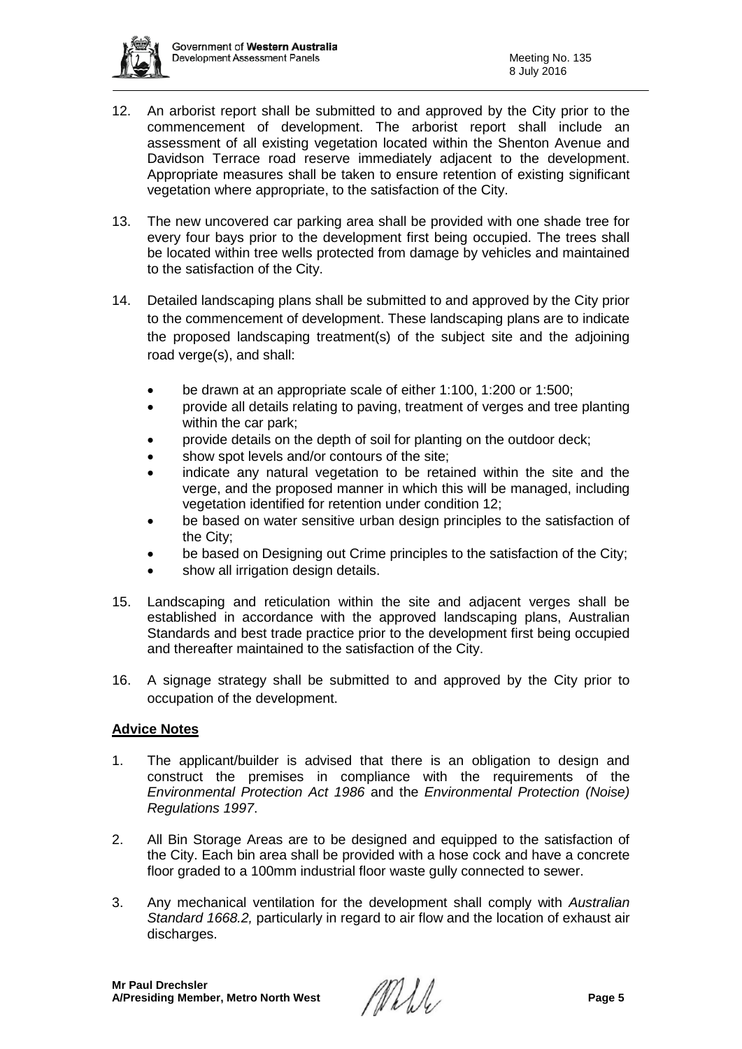12. An arborist report shall be submitted to and approved by the City prior to the commencement of development. The arborist report shall include an assessment of all existing vegetation located within the Shenton Avenue and Davidson Terrace road reserve immediately adjacent to the development. Appropriate measures shall be taken to ensure retention of existing significant vegetation where appropriate, to the satisfaction of the City.

13. The new uncovered car parking area shall be provided with one shade tree for every four bays prior to the development first being occupied. The trees shall be located within tree wells protected from damage by vehicles and maintained to the satisfaction of the City.

14. Detailed landscaping plans shall be submitted to and approved by the City prior to the commencement of development. These landscaping plans are to indicate the proposed landscaping treatment(s) of the subject site and the adjoining road verge(s), and shall:

    - be drawn at an appropriate scale of either 1:100, 1:200 or 1:500;
    - provide all details relating to paving, treatment of verges and tree planting within the car park;
    - provide details on the depth of soil for planting on the outdoor deck;
    - show spot levels and/or contours of the site;
    - indicate any natural vegetation to be retained within the site and the verge, and the proposed manner in which this will be managed, including vegetation identified for retention under condition 12;
    - be based on water sensitive urban design principles to the satisfaction of the City;
    - be based on Designing out Crime principles to the satisfaction of the City;
    - show all irrigation design details.

15. Landscaping and reticulation within the site and adjacent verges shall be established in accordance with the approved landscaping plans, Australian Standards and best trade practice prior to the development first being occupied and thereafter maintained to the satisfaction of the City.

16. A signage strategy shall be submitted to and approved by the City prior to occupation of the development.

**Advice Notes**

1. The applicant/builder is advised that there is an obligation to design and construct the premises in compliance with the requirements of the *Environmental Protection Act 1986* and the *Environmental Protection (Noise) Regulations 1997*.

2. All Bin Storage Areas are to be designed and equipped to the satisfaction of the City. Each bin area shall be provided with a hose cock and have a concrete floor graded to a 100mm industrial floor waste gully connected to sewer.

3. Any mechanical ventilation for the development shall comply with *Australian Standard 1668.2,* particularly in regard to air flow and the location of exhaust air discharges.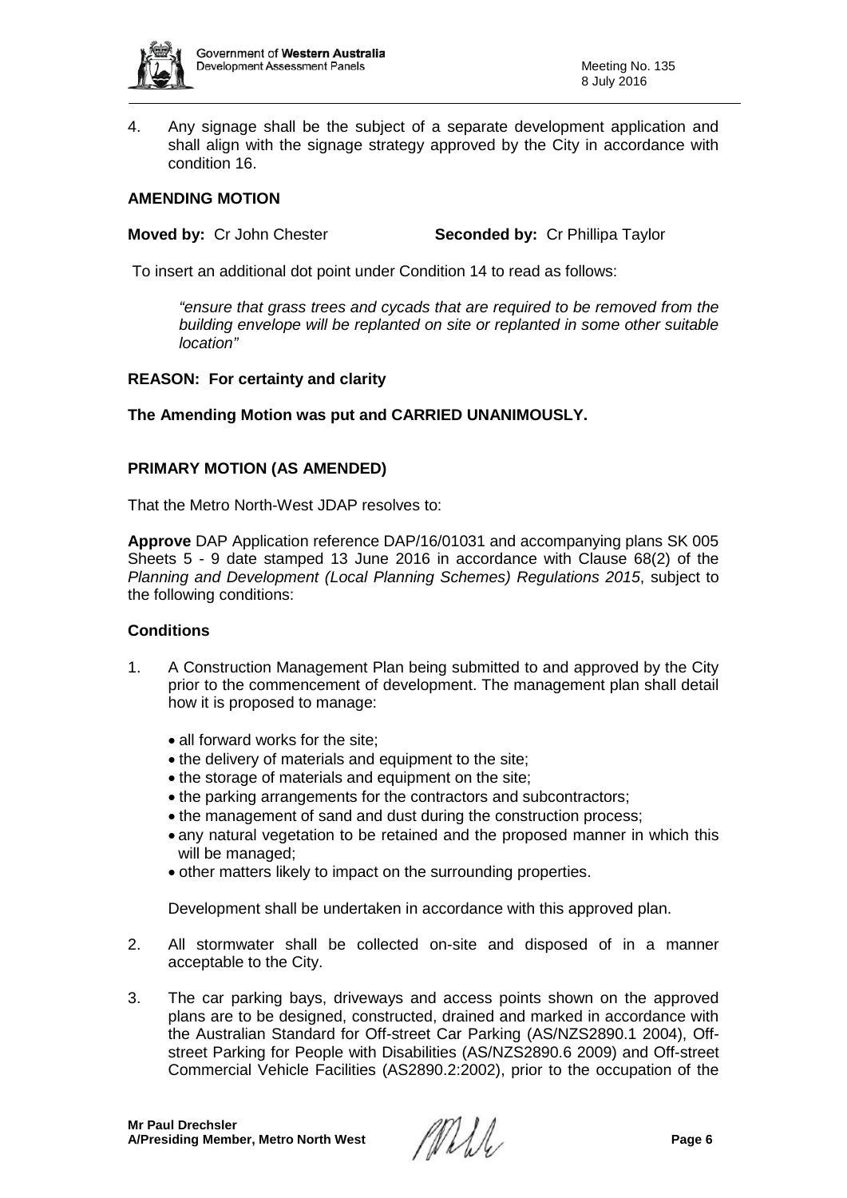4. Any signage shall be the subject of a separate development application and shall align with the signage strategy approved by the City in accordance with condition 16.

**AMENDING MOTION**

**Moved by:** Cr John Chester **Seconded by:** Cr Phillipa Taylor

To insert an additional dot point under Condition 14 to read as follows:

> *"ensure that grass trees and cycads that are required to be removed from the building envelope will be replanted on site or replanted in some other suitable location"*

**REASON: For certainty and clarity**

**The Amending Motion was put and CARRIED UNANIMOUSLY.**

**PRIMARY MOTION (AS AMENDED)**

That the Metro North-West JDAP resolves to:

**Approve** DAP Application reference DAP/16/01031 and accompanying plans SK 005 Sheets 5 - 9 date stamped 13 June 2016 in accordance with Clause 68(2) of the *Planning and Development (Local Planning Schemes) Regulations 2015*, subject to the following conditions:

**Conditions**

1. A Construction Management Plan being submitted to and approved by the City prior to the commencement of development. The management plan shall detail how it is proposed to manage:

   - all forward works for the site;
   - the delivery of materials and equipment to the site;
   - the storage of materials and equipment on the site;
   - the parking arrangements for the contractors and subcontractors;
   - the management of sand and dust during the construction process;
   - any natural vegetation to be retained and the proposed manner in which this will be managed;
   - other matters likely to impact on the surrounding properties.

   Development shall be undertaken in accordance with this approved plan.

2. All stormwater shall be collected on-site and disposed of in a manner acceptable to the City.

3. The car parking bays, driveways and access points shown on the approved plans are to be designed, constructed, drained and marked in accordance with the Australian Standard for Off-street Car Parking (AS/NZS2890.1 2004), Off-street Parking for People with Disabilities (AS/NZS2890.6 2009) and Off-street Commercial Vehicle Facilities (AS2890.2:2002), prior to the occupation of the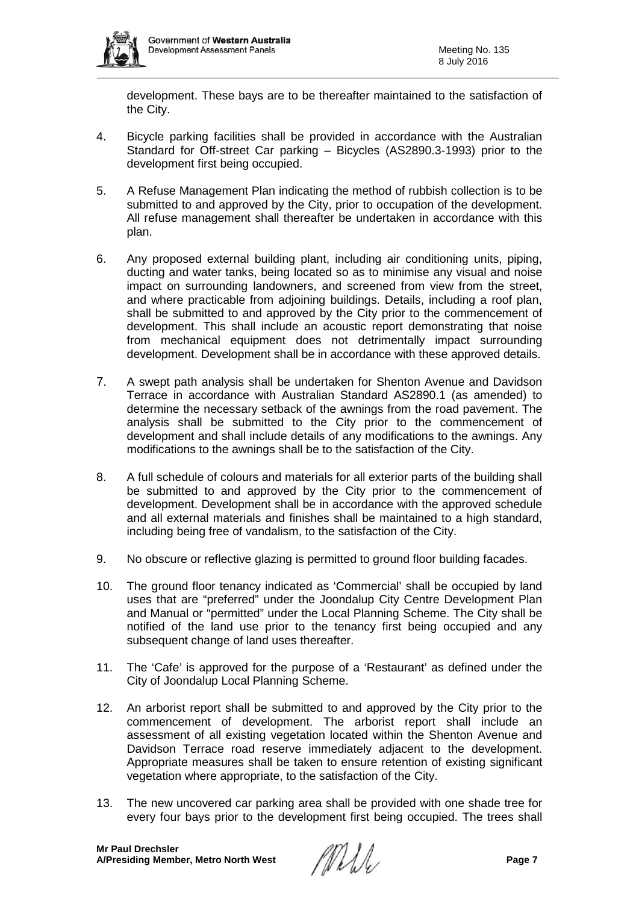development. These bays are to be thereafter maintained to the satisfaction of the City.

4. Bicycle parking facilities shall be provided in accordance with the Australian Standard for Off-street Car parking – Bicycles (AS2890.3-1993) prior to the development first being occupied.

5. A Refuse Management Plan indicating the method of rubbish collection is to be submitted to and approved by the City, prior to occupation of the development. All refuse management shall thereafter be undertaken in accordance with this plan.

6. Any proposed external building plant, including air conditioning units, piping, ducting and water tanks, being located so as to minimise any visual and noise impact on surrounding landowners, and screened from view from the street, and where practicable from adjoining buildings. Details, including a roof plan, shall be submitted to and approved by the City prior to the commencement of development. This shall include an acoustic report demonstrating that noise from mechanical equipment does not detrimentally impact surrounding development. Development shall be in accordance with these approved details.

7. A swept path analysis shall be undertaken for Shenton Avenue and Davidson Terrace in accordance with Australian Standard AS2890.1 (as amended) to determine the necessary setback of the awnings from the road pavement. The analysis shall be submitted to the City prior to the commencement of development and shall include details of any modifications to the awnings. Any modifications to the awnings shall be to the satisfaction of the City.

8. A full schedule of colours and materials for all exterior parts of the building shall be submitted to and approved by the City prior to the commencement of development. Development shall be in accordance with the approved schedule and all external materials and finishes shall be maintained to a high standard, including being free of vandalism, to the satisfaction of the City.

9. No obscure or reflective glazing is permitted to ground floor building facades.

10. The ground floor tenancy indicated as 'Commercial' shall be occupied by land uses that are "preferred" under the Joondalup City Centre Development Plan and Manual or "permitted" under the Local Planning Scheme. The City shall be notified of the land use prior to the tenancy first being occupied and any subsequent change of land uses thereafter.

11. The 'Cafe' is approved for the purpose of a 'Restaurant' as defined under the City of Joondalup Local Planning Scheme.

12. An arborist report shall be submitted to and approved by the City prior to the commencement of development. The arborist report shall include an assessment of all existing vegetation located within the Shenton Avenue and Davidson Terrace road reserve immediately adjacent to the development. Appropriate measures shall be taken to ensure retention of existing significant vegetation where appropriate, to the satisfaction of the City.

13. The new uncovered car parking area shall be provided with one shade tree for every four bays prior to the development first being occupied. The trees shall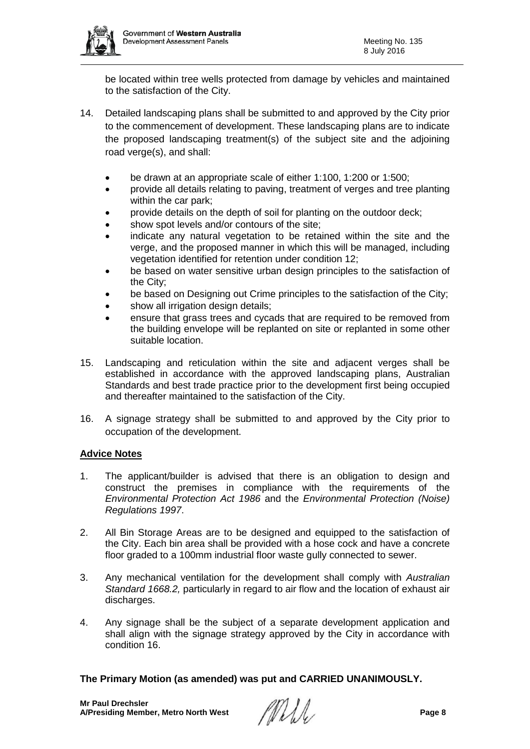be located within tree wells protected from damage by vehicles and maintained to the satisfaction of the City.

14. Detailed landscaping plans shall be submitted to and approved by the City prior to the commencement of development. These landscaping plans are to indicate the proposed landscaping treatment(s) of the subject site and the adjoining road verge(s), and shall:

    - be drawn at an appropriate scale of either 1:100, 1:200 or 1:500;
    - provide all details relating to paving, treatment of verges and tree planting within the car park;
    - provide details on the depth of soil for planting on the outdoor deck;
    - show spot levels and/or contours of the site;
    - indicate any natural vegetation to be retained within the site and the verge, and the proposed manner in which this will be managed, including vegetation identified for retention under condition 12;
    - be based on water sensitive urban design principles to the satisfaction of the City;
    - be based on Designing out Crime principles to the satisfaction of the City;
    - show all irrigation design details;
    - ensure that grass trees and cycads that are required to be removed from the building envelope will be replanted on site or replanted in some other suitable location.

15. Landscaping and reticulation within the site and adjacent verges shall be established in accordance with the approved landscaping plans, Australian Standards and best trade practice prior to the development first being occupied and thereafter maintained to the satisfaction of the City.

16. A signage strategy shall be submitted to and approved by the City prior to occupation of the development.

**Advice Notes**

1. The applicant/builder is advised that there is an obligation to design and construct the premises in compliance with the requirements of the *Environmental Protection Act 1986* and the *Environmental Protection (Noise) Regulations 1997*.

2. All Bin Storage Areas are to be designed and equipped to the satisfaction of the City. Each bin area shall be provided with a hose cock and have a concrete floor graded to a 100mm industrial floor waste gully connected to sewer.

3. Any mechanical ventilation for the development shall comply with *Australian Standard 1668.2,* particularly in regard to air flow and the location of exhaust air discharges.

4. Any signage shall be the subject of a separate development application and shall align with the signage strategy approved by the City in accordance with condition 16.

**The Primary Motion (as amended) was put and CARRIED UNANIMOUSLY.**

**Mr Paul Drechsler**
**A/Presiding Member, Metro North West**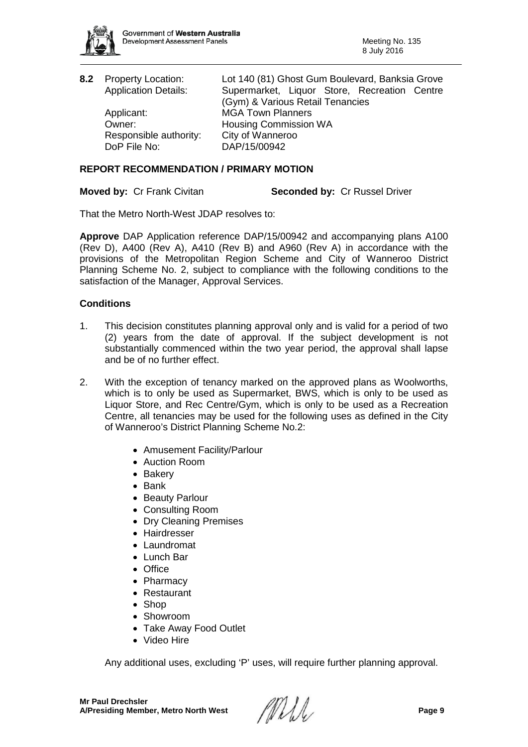**8.2** Property Location: Lot 140 (81) Ghost Gum Boulevard, Banksia Grove
Application Details: Supermarket, Liquor Store, Recreation Centre (Gym) & Various Retail Tenancies
Applicant: MGA Town Planners
Owner: Housing Commission WA
Responsible authority: City of Wanneroo
DoP File No: DAP/15/00942

**REPORT RECOMMENDATION / PRIMARY MOTION**

**Moved by:** Cr Frank Civitan **Seconded by:** Cr Russel Driver

That the Metro North-West JDAP resolves to:

**Approve** DAP Application reference DAP/15/00942 and accompanying plans A100 (Rev D), A400 (Rev A), A410 (Rev B) and A960 (Rev A) in accordance with the provisions of the Metropolitan Region Scheme and City of Wanneroo District Planning Scheme No. 2, subject to compliance with the following conditions to the satisfaction of the Manager, Approval Services.

**Conditions**

1. This decision constitutes planning approval only and is valid for a period of two (2) years from the date of approval. If the subject development is not substantially commenced within the two year period, the approval shall lapse and be of no further effect.

2. With the exception of tenancy marked on the approved plans as Woolworths, which is to only be used as Supermarket, BWS, which is only to be used as Liquor Store, and Rec Centre/Gym, which is only to be used as a Recreation Centre, all tenancies may be used for the following uses as defined in the City of Wanneroo's District Planning Scheme No.2:

   - Amusement Facility/Parlour
   - Auction Room
   - Bakery
   - Bank
   - Beauty Parlour
   - Consulting Room
   - Dry Cleaning Premises
   - Hairdresser
   - Laundromat
   - Lunch Bar
   - Office
   - Pharmacy
   - Restaurant
   - Shop
   - Showroom
   - Take Away Food Outlet
   - Video Hire

   Any additional uses, excluding 'P' uses, will require further planning approval.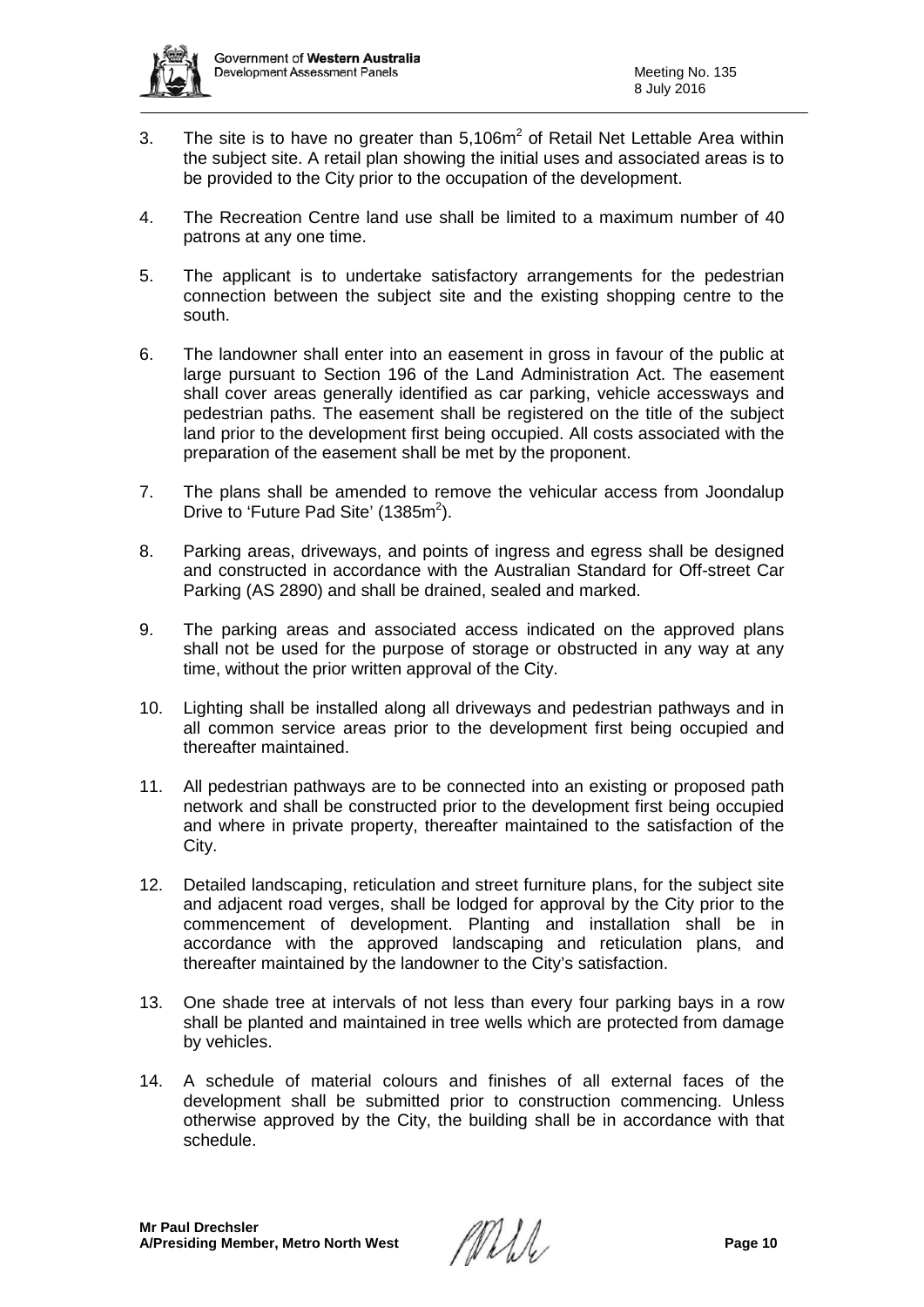3. The site is to have no greater than 5,106m$^2$ of Retail Net Lettable Area within the subject site. A retail plan showing the initial uses and associated areas is to be provided to the City prior to the occupation of the development.

4. The Recreation Centre land use shall be limited to a maximum number of 40 patrons at any one time.

5. The applicant is to undertake satisfactory arrangements for the pedestrian connection between the subject site and the existing shopping centre to the south.

6. The landowner shall enter into an easement in gross in favour of the public at large pursuant to Section 196 of the Land Administration Act. The easement shall cover areas generally identified as car parking, vehicle accessways and pedestrian paths. The easement shall be registered on the title of the subject land prior to the development first being occupied. All costs associated with the preparation of the easement shall be met by the proponent.

7. The plans shall be amended to remove the vehicular access from Joondalup Drive to 'Future Pad Site' (1385m$^2$).

8. Parking areas, driveways, and points of ingress and egress shall be designed and constructed in accordance with the Australian Standard for Off-street Car Parking (AS 2890) and shall be drained, sealed and marked.

9. The parking areas and associated access indicated on the approved plans shall not be used for the purpose of storage or obstructed in any way at any time, without the prior written approval of the City.

10. Lighting shall be installed along all driveways and pedestrian pathways and in all common service areas prior to the development first being occupied and thereafter maintained.

11. All pedestrian pathways are to be connected into an existing or proposed path network and shall be constructed prior to the development first being occupied and where in private property, thereafter maintained to the satisfaction of the City.

12. Detailed landscaping, reticulation and street furniture plans, for the subject site and adjacent road verges, shall be lodged for approval by the City prior to the commencement of development. Planting and installation shall be in accordance with the approved landscaping and reticulation plans, and thereafter maintained by the landowner to the City's satisfaction.

13. One shade tree at intervals of not less than every four parking bays in a row shall be planted and maintained in tree wells which are protected from damage by vehicles.

14. A schedule of material colours and finishes of all external faces of the development shall be submitted prior to construction commencing. Unless otherwise approved by the City, the building shall be in accordance with that schedule.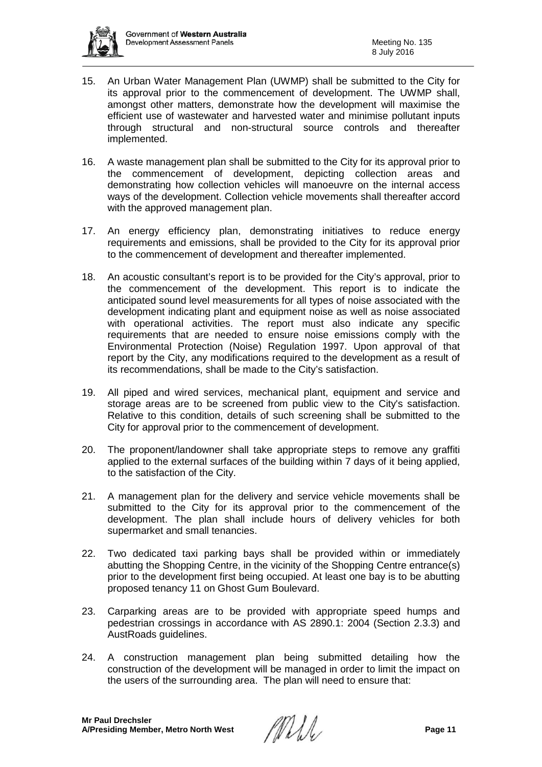15. An Urban Water Management Plan (UWMP) shall be submitted to the City for its approval prior to the commencement of development. The UWMP shall, amongst other matters, demonstrate how the development will maximise the efficient use of wastewater and harvested water and minimise pollutant inputs through structural and non-structural source controls and thereafter implemented.

16. A waste management plan shall be submitted to the City for its approval prior to the commencement of development, depicting collection areas and demonstrating how collection vehicles will manoeuvre on the internal access ways of the development. Collection vehicle movements shall thereafter accord with the approved management plan.

17. An energy efficiency plan, demonstrating initiatives to reduce energy requirements and emissions, shall be provided to the City for its approval prior to the commencement of development and thereafter implemented.

18. An acoustic consultant's report is to be provided for the City's approval, prior to the commencement of the development. This report is to indicate the anticipated sound level measurements for all types of noise associated with the development indicating plant and equipment noise as well as noise associated with operational activities. The report must also indicate any specific requirements that are needed to ensure noise emissions comply with the Environmental Protection (Noise) Regulation 1997. Upon approval of that report by the City, any modifications required to the development as a result of its recommendations, shall be made to the City's satisfaction.

19. All piped and wired services, mechanical plant, equipment and service and storage areas are to be screened from public view to the City's satisfaction. Relative to this condition, details of such screening shall be submitted to the City for approval prior to the commencement of development.

20. The proponent/landowner shall take appropriate steps to remove any graffiti applied to the external surfaces of the building within 7 days of it being applied, to the satisfaction of the City.

21. A management plan for the delivery and service vehicle movements shall be submitted to the City for its approval prior to the commencement of the development. The plan shall include hours of delivery vehicles for both supermarket and small tenancies.

22. Two dedicated taxi parking bays shall be provided within or immediately abutting the Shopping Centre, in the vicinity of the Shopping Centre entrance(s) prior to the development first being occupied. At least one bay is to be abutting proposed tenancy 11 on Ghost Gum Boulevard.

23. Carparking areas are to be provided with appropriate speed humps and pedestrian crossings in accordance with AS 2890.1: 2004 (Section 2.3.3) and AustRoads guidelines.

24. A construction management plan being submitted detailing how the construction of the development will be managed in order to limit the impact on the users of the surrounding area. The plan will need to ensure that: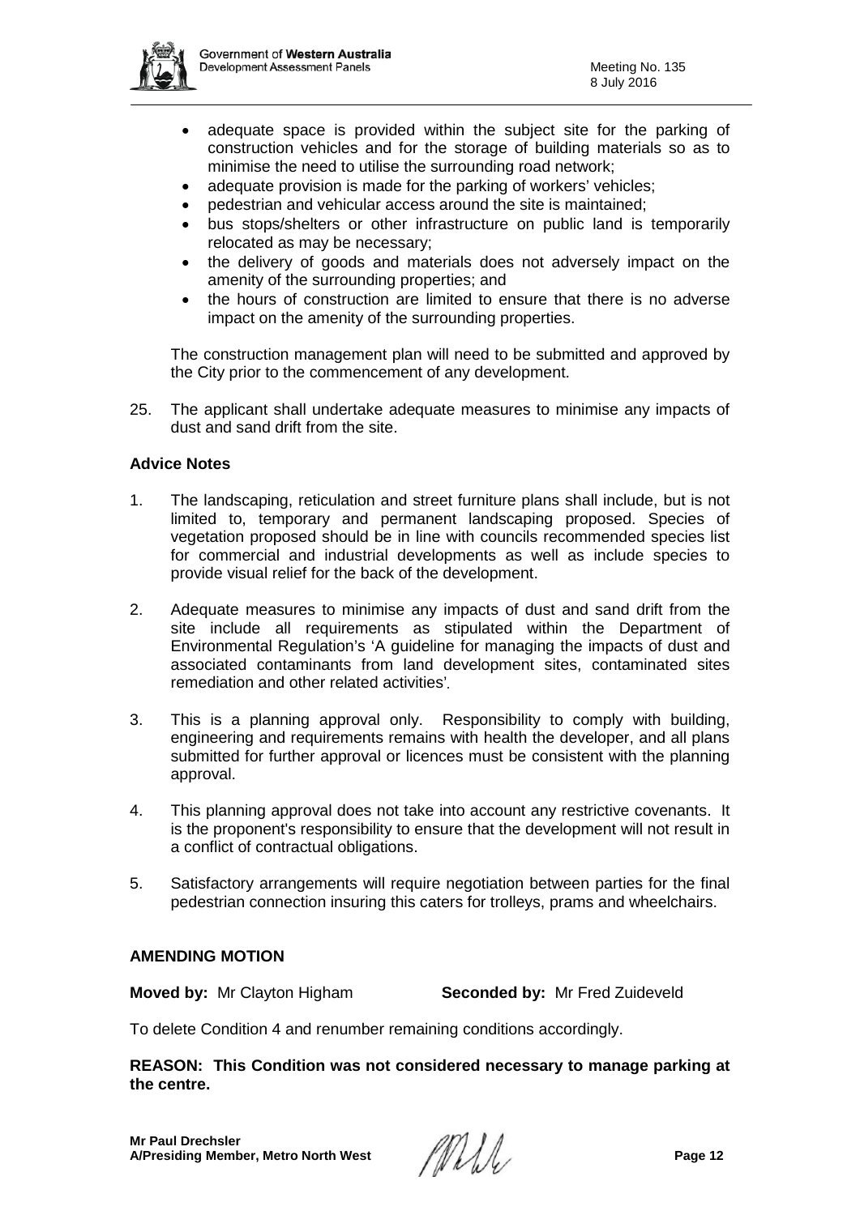- adequate space is provided within the subject site for the parking of construction vehicles and for the storage of building materials so as to minimise the need to utilise the surrounding road network;
- adequate provision is made for the parking of workers' vehicles;
- pedestrian and vehicular access around the site is maintained;
- bus stops/shelters or other infrastructure on public land is temporarily relocated as may be necessary;
- the delivery of goods and materials does not adversely impact on the amenity of the surrounding properties; and
- the hours of construction are limited to ensure that there is no adverse impact on the amenity of the surrounding properties.

The construction management plan will need to be submitted and approved by the City prior to the commencement of any development.

25. The applicant shall undertake adequate measures to minimise any impacts of dust and sand drift from the site.

**Advice Notes**

1. The landscaping, reticulation and street furniture plans shall include, but is not limited to, temporary and permanent landscaping proposed. Species of vegetation proposed should be in line with councils recommended species list for commercial and industrial developments as well as include species to provide visual relief for the back of the development.

2. Adequate measures to minimise any impacts of dust and sand drift from the site include all requirements as stipulated within the Department of Environmental Regulation's 'A guideline for managing the impacts of dust and associated contaminants from land development sites, contaminated sites remediation and other related activities'.

3. This is a planning approval only. Responsibility to comply with building, engineering and requirements remains with health the developer, and all plans submitted for further approval or licences must be consistent with the planning approval.

4. This planning approval does not take into account any restrictive covenants. It is the proponent's responsibility to ensure that the development will not result in a conflict of contractual obligations.

5. Satisfactory arrangements will require negotiation between parties for the final pedestrian connection insuring this caters for trolleys, prams and wheelchairs.

**AMENDING MOTION**

**Moved by:** Mr Clayton Higham **Seconded by:** Mr Fred Zuideveld

To delete Condition 4 and renumber remaining conditions accordingly.

**REASON: This Condition was not considered necessary to manage parking at the centre.**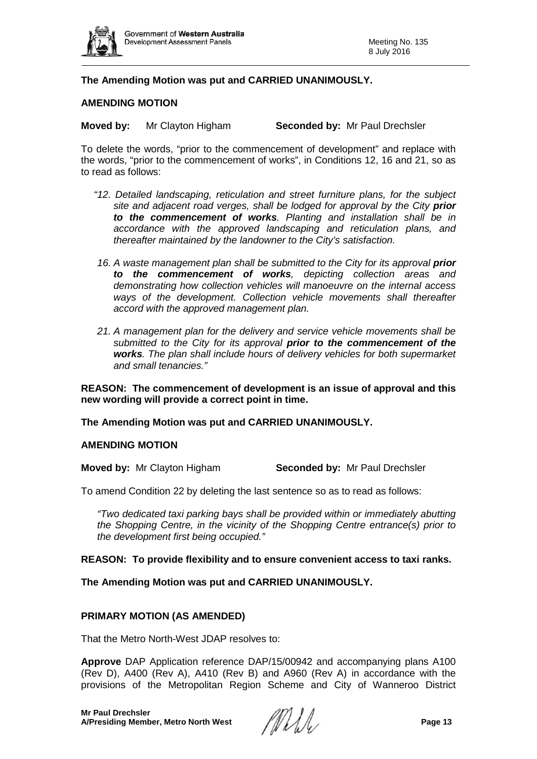**The Amending Motion was put and CARRIED UNANIMOUSLY.**

**AMENDING MOTION**

**Moved by:** Mr Clayton Higham **Seconded by:** Mr Paul Drechsler

To delete the words, "prior to the commencement of development" and replace with the words, "prior to the commencement of works", in Conditions 12, 16 and 21, so as to read as follows:

*"12. Detailed landscaping, reticulation and street furniture plans, for the subject site and adjacent road verges, shall be lodged for approval by the City* ***prior to the commencement of works****. Planting and installation shall be in accordance with the approved landscaping and reticulation plans, and thereafter maintained by the landowner to the City's satisfaction.*

*16. A waste management plan shall be submitted to the City for its approval* ***prior to the commencement of works****, depicting collection areas and demonstrating how collection vehicles will manoeuvre on the internal access ways of the development. Collection vehicle movements shall thereafter accord with the approved management plan.*

*21. A management plan for the delivery and service vehicle movements shall be submitted to the City for its approval* ***prior to the commencement of the works****. The plan shall include hours of delivery vehicles for both supermarket and small tenancies."*

**REASON: The commencement of development is an issue of approval and this new wording will provide a correct point in time.**

**The Amending Motion was put and CARRIED UNANIMOUSLY.**

**AMENDING MOTION**

**Moved by:** Mr Clayton Higham **Seconded by:** Mr Paul Drechsler

To amend Condition 22 by deleting the last sentence so as to read as follows:

*"Two dedicated taxi parking bays shall be provided within or immediately abutting the Shopping Centre, in the vicinity of the Shopping Centre entrance(s) prior to the development first being occupied."*

**REASON: To provide flexibility and to ensure convenient access to taxi ranks.**

**The Amending Motion was put and CARRIED UNANIMOUSLY.**

**PRIMARY MOTION (AS AMENDED)**

That the Metro North-West JDAP resolves to:

**Approve** DAP Application reference DAP/15/00942 and accompanying plans A100 (Rev D), A400 (Rev A), A410 (Rev B) and A960 (Rev A) in accordance with the provisions of the Metropolitan Region Scheme and City of Wanneroo District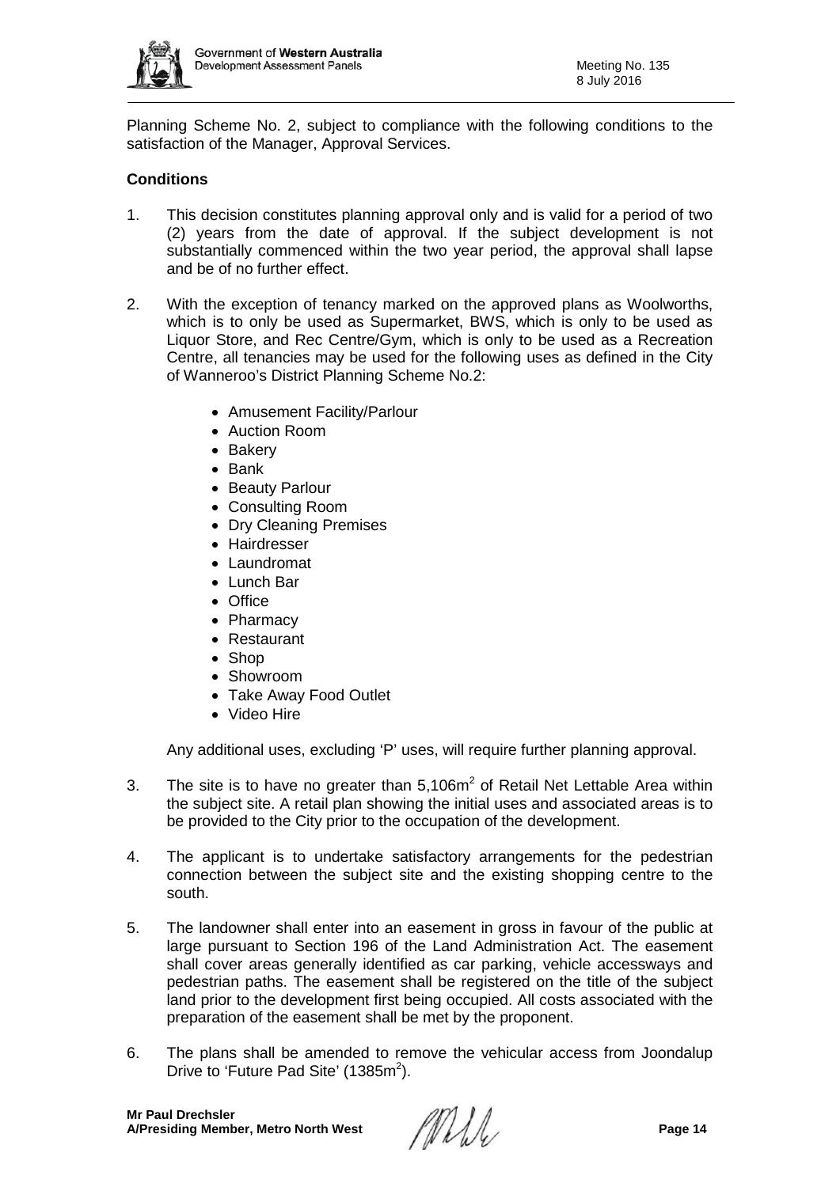Planning Scheme No. 2, subject to compliance with the following conditions to the satisfaction of the Manager, Approval Services.

**Conditions**

1. This decision constitutes planning approval only and is valid for a period of two (2) years from the date of approval. If the subject development is not substantially commenced within the two year period, the approval shall lapse and be of no further effect.

2. With the exception of tenancy marked on the approved plans as Woolworths, which is to only be used as Supermarket, BWS, which is only to be used as Liquor Store, and Rec Centre/Gym, which is only to be used as a Recreation Centre, all tenancies may be used for the following uses as defined in the City of Wanneroo's District Planning Scheme No.2:

    - Amusement Facility/Parlour
    - Auction Room
    - Bakery
    - Bank
    - Beauty Parlour
    - Consulting Room
    - Dry Cleaning Premises
    - Hairdresser
    - Laundromat
    - Lunch Bar
    - Office
    - Pharmacy
    - Restaurant
    - Shop
    - Showroom
    - Take Away Food Outlet
    - Video Hire

    Any additional uses, excluding 'P' uses, will require further planning approval.

3. The site is to have no greater than 5,106m$^2$ of Retail Net Lettable Area within the subject site. A retail plan showing the initial uses and associated areas is to be provided to the City prior to the occupation of the development.

4. The applicant is to undertake satisfactory arrangements for the pedestrian connection between the subject site and the existing shopping centre to the south.

5. The landowner shall enter into an easement in gross in favour of the public at large pursuant to Section 196 of the Land Administration Act. The easement shall cover areas generally identified as car parking, vehicle accessways and pedestrian paths. The easement shall be registered on the title of the subject land prior to the development first being occupied. All costs associated with the preparation of the easement shall be met by the proponent.

6. The plans shall be amended to remove the vehicular access from Joondalup Drive to 'Future Pad Site' (1385m$^2$).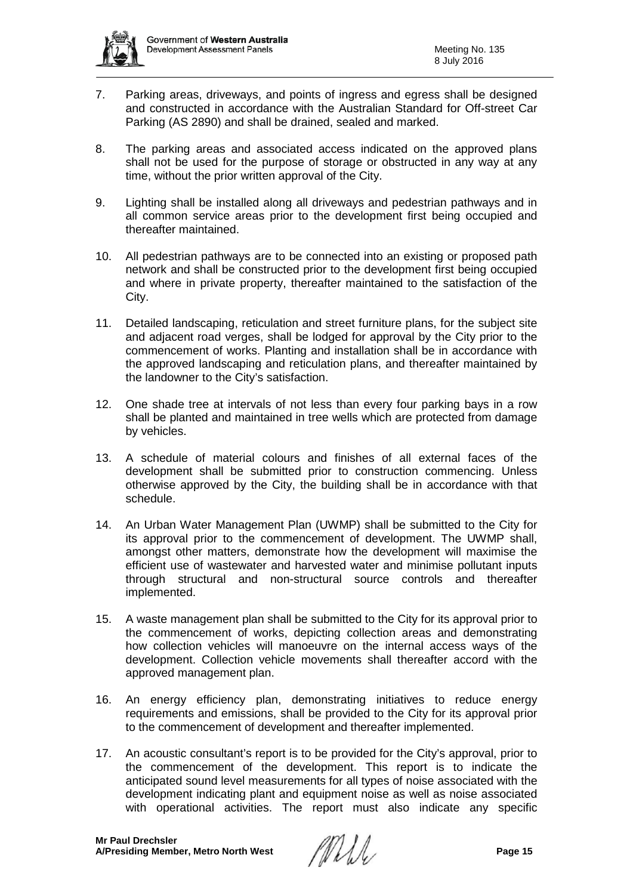7. Parking areas, driveways, and points of ingress and egress shall be designed and constructed in accordance with the Australian Standard for Off-street Car Parking (AS 2890) and shall be drained, sealed and marked.

8. The parking areas and associated access indicated on the approved plans shall not be used for the purpose of storage or obstructed in any way at any time, without the prior written approval of the City.

9. Lighting shall be installed along all driveways and pedestrian pathways and in all common service areas prior to the development first being occupied and thereafter maintained.

10. All pedestrian pathways are to be connected into an existing or proposed path network and shall be constructed prior to the development first being occupied and where in private property, thereafter maintained to the satisfaction of the City.

11. Detailed landscaping, reticulation and street furniture plans, for the subject site and adjacent road verges, shall be lodged for approval by the City prior to the commencement of works. Planting and installation shall be in accordance with the approved landscaping and reticulation plans, and thereafter maintained by the landowner to the City's satisfaction.

12. One shade tree at intervals of not less than every four parking bays in a row shall be planted and maintained in tree wells which are protected from damage by vehicles.

13. A schedule of material colours and finishes of all external faces of the development shall be submitted prior to construction commencing. Unless otherwise approved by the City, the building shall be in accordance with that schedule.

14. An Urban Water Management Plan (UWMP) shall be submitted to the City for its approval prior to the commencement of development. The UWMP shall, amongst other matters, demonstrate how the development will maximise the efficient use of wastewater and harvested water and minimise pollutant inputs through structural and non-structural source controls and thereafter implemented.

15. A waste management plan shall be submitted to the City for its approval prior to the commencement of works, depicting collection areas and demonstrating how collection vehicles will manoeuvre on the internal access ways of the development. Collection vehicle movements shall thereafter accord with the approved management plan.

16. An energy efficiency plan, demonstrating initiatives to reduce energy requirements and emissions, shall be provided to the City for its approval prior to the commencement of development and thereafter implemented.

17. An acoustic consultant's report is to be provided for the City's approval, prior to the commencement of the development. This report is to indicate the anticipated sound level measurements for all types of noise associated with the development indicating plant and equipment noise as well as noise associated with operational activities. The report must also indicate any specific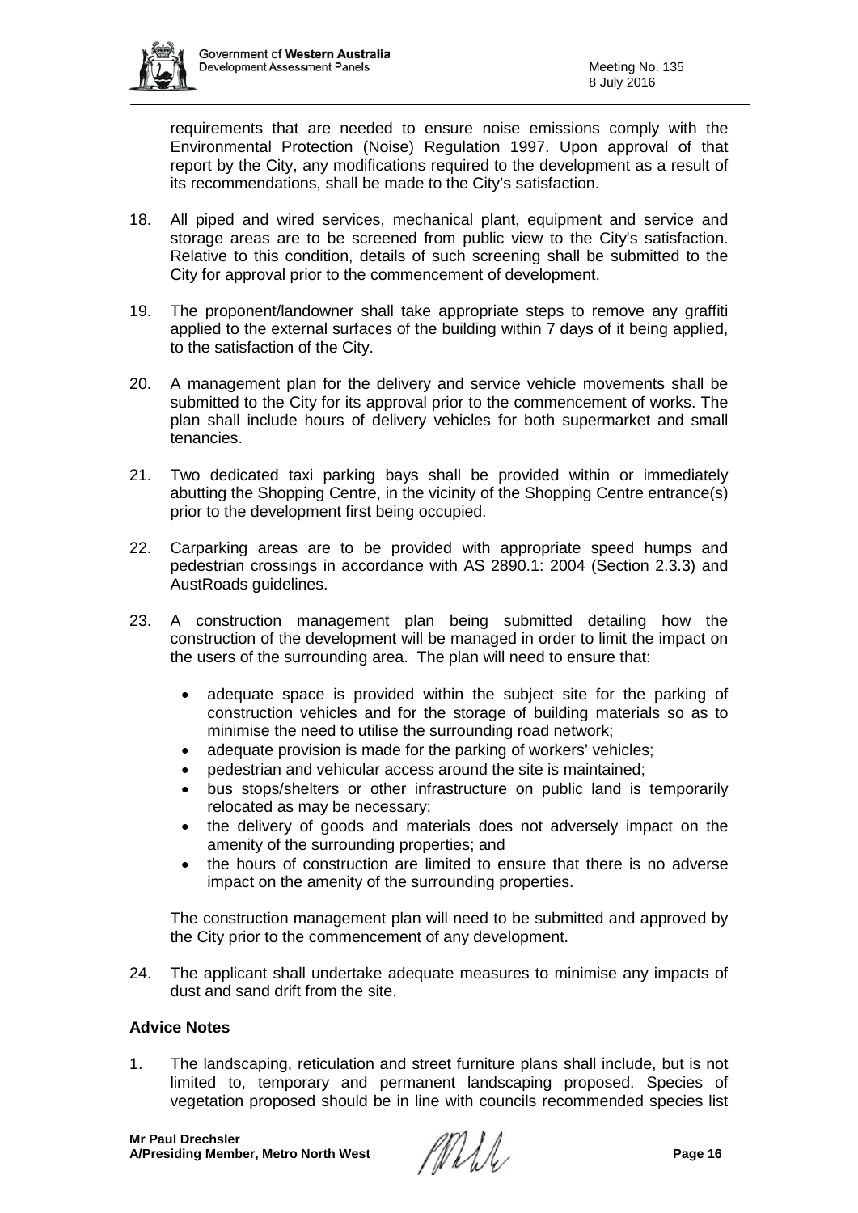requirements that are needed to ensure noise emissions comply with the Environmental Protection (Noise) Regulation 1997. Upon approval of that report by the City, any modifications required to the development as a result of its recommendations, shall be made to the City's satisfaction.

18. All piped and wired services, mechanical plant, equipment and service and storage areas are to be screened from public view to the City's satisfaction. Relative to this condition, details of such screening shall be submitted to the City for approval prior to the commencement of development.

19. The proponent/landowner shall take appropriate steps to remove any graffiti applied to the external surfaces of the building within 7 days of it being applied, to the satisfaction of the City.

20. A management plan for the delivery and service vehicle movements shall be submitted to the City for its approval prior to the commencement of works. The plan shall include hours of delivery vehicles for both supermarket and small tenancies.

21. Two dedicated taxi parking bays shall be provided within or immediately abutting the Shopping Centre, in the vicinity of the Shopping Centre entrance(s) prior to the development first being occupied.

22. Carparking areas are to be provided with appropriate speed humps and pedestrian crossings in accordance with AS 2890.1: 2004 (Section 2.3.3) and AustRoads guidelines.

23. A construction management plan being submitted detailing how the construction of the development will be managed in order to limit the impact on the users of the surrounding area. The plan will need to ensure that:

    - adequate space is provided within the subject site for the parking of construction vehicles and for the storage of building materials so as to minimise the need to utilise the surrounding road network;
    - adequate provision is made for the parking of workers' vehicles;
    - pedestrian and vehicular access around the site is maintained;
    - bus stops/shelters or other infrastructure on public land is temporarily relocated as may be necessary;
    - the delivery of goods and materials does not adversely impact on the amenity of the surrounding properties; and
    - the hours of construction are limited to ensure that there is no adverse impact on the amenity of the surrounding properties.

    The construction management plan will need to be submitted and approved by the City prior to the commencement of any development.

24. The applicant shall undertake adequate measures to minimise any impacts of dust and sand drift from the site.

**Advice Notes**

1. The landscaping, reticulation and street furniture plans shall include, but is not limited to, temporary and permanent landscaping proposed. Species of vegetation proposed should be in line with councils recommended species list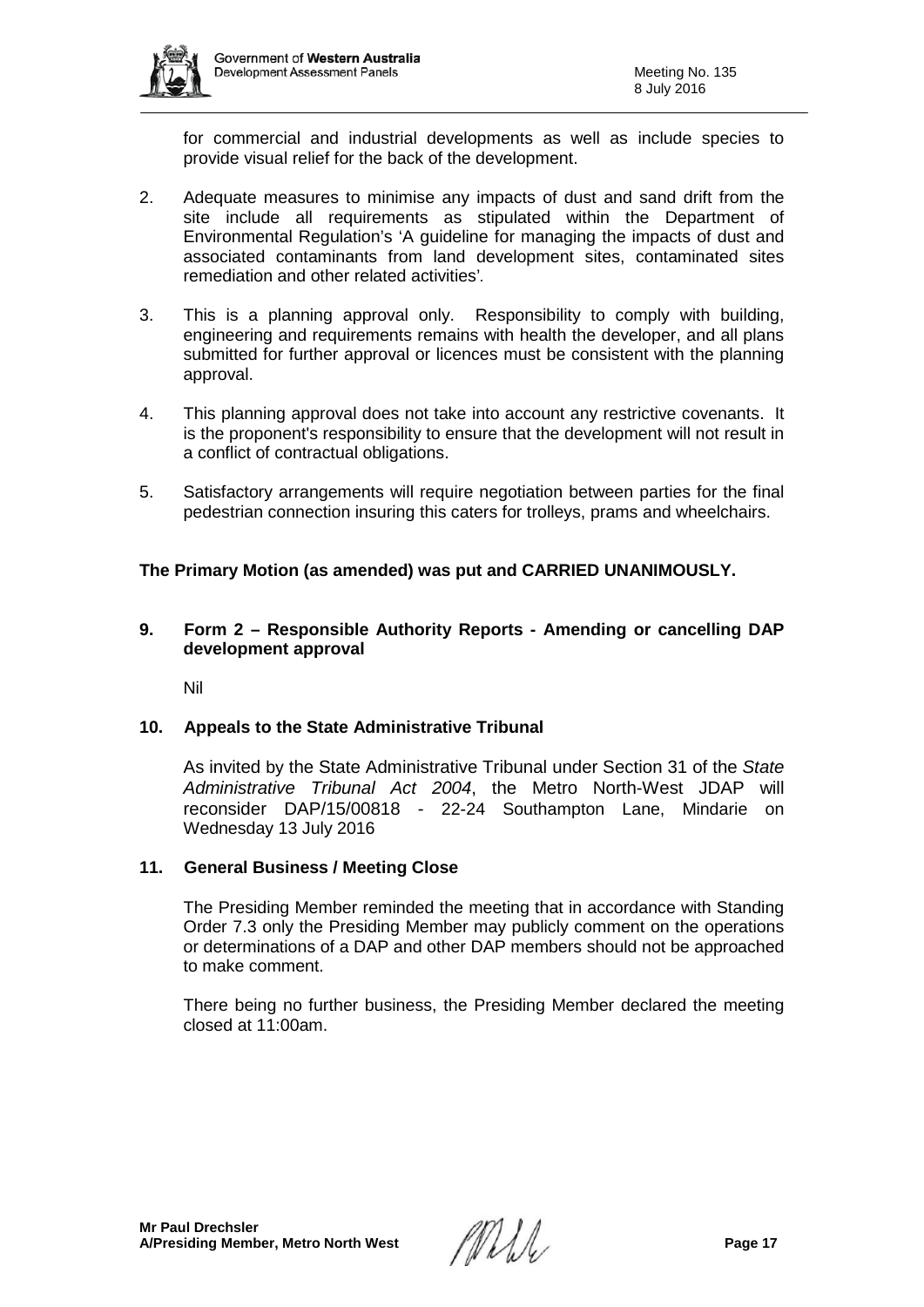for commercial and industrial developments as well as include species to provide visual relief for the back of the development.

2. Adequate measures to minimise any impacts of dust and sand drift from the site include all requirements as stipulated within the Department of Environmental Regulation's 'A guideline for managing the impacts of dust and associated contaminants from land development sites, contaminated sites remediation and other related activities'.

3. This is a planning approval only. Responsibility to comply with building, engineering and requirements remains with health the developer, and all plans submitted for further approval or licences must be consistent with the planning approval.

4. This planning approval does not take into account any restrictive covenants. It is the proponent's responsibility to ensure that the development will not result in a conflict of contractual obligations.

5. Satisfactory arrangements will require negotiation between parties for the final pedestrian connection insuring this caters for trolleys, prams and wheelchairs.

**The Primary Motion (as amended) was put and CARRIED UNANIMOUSLY.**

## 9. Form 2 – Responsible Authority Reports - Amending or cancelling DAP development approval

Nil

## 10. Appeals to the State Administrative Tribunal

As invited by the State Administrative Tribunal under Section 31 of the *State Administrative Tribunal Act 2004*, the Metro North-West JDAP will reconsider DAP/15/00818 - 22-24 Southampton Lane, Mindarie on Wednesday 13 July 2016

## 11. General Business / Meeting Close

The Presiding Member reminded the meeting that in accordance with Standing Order 7.3 only the Presiding Member may publicly comment on the operations or determinations of a DAP and other DAP members should not be approached to make comment.

There being no further business, the Presiding Member declared the meeting closed at 11:00am.

**Mr Paul Drechsler**
**A/Presiding Member, Metro North West**